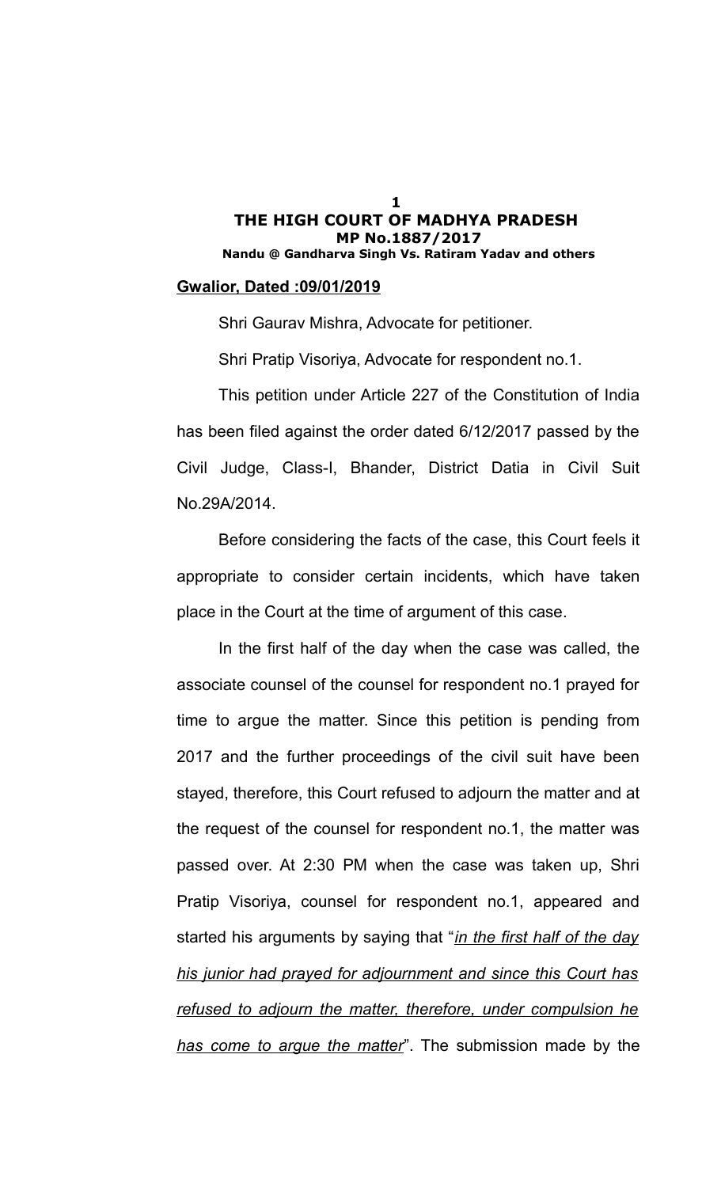## THE HIGH COURT OF MADHYA PRADESH
### MP No.1887/2017
**Nandu @ Gandharva Singh Vs. Ratiram Yadav and others**

**Gwalior, Dated :09/01/2019**

Shri Gaurav Mishra, Advocate for petitioner.

Shri Pratip Visoriya, Advocate for respondent no.1.

This petition under Article 227 of the Constitution of India has been filed against the order dated 6/12/2017 passed by the Civil Judge, Class-I, Bhander, District Datia in Civil Suit No.29A/2014.

Before considering the facts of the case, this Court feels it appropriate to consider certain incidents, which have taken place in the Court at the time of argument of this case.

In the first half of the day when the case was called, the associate counsel of the counsel for respondent no.1 prayed for time to argue the matter. Since this petition is pending from 2017 and the further proceedings of the civil suit have been stayed, therefore, this Court refused to adjourn the matter and at the request of the counsel for respondent no.1, the matter was passed over. At 2:30 PM when the case was taken up, Shri Pratip Visoriya, counsel for respondent no.1, appeared and started his arguments by saying that "*in the first half of the day his junior had prayed for adjournment and since this Court has refused to adjourn the matter, therefore, under compulsion he has come to argue the matter*". The submission made by the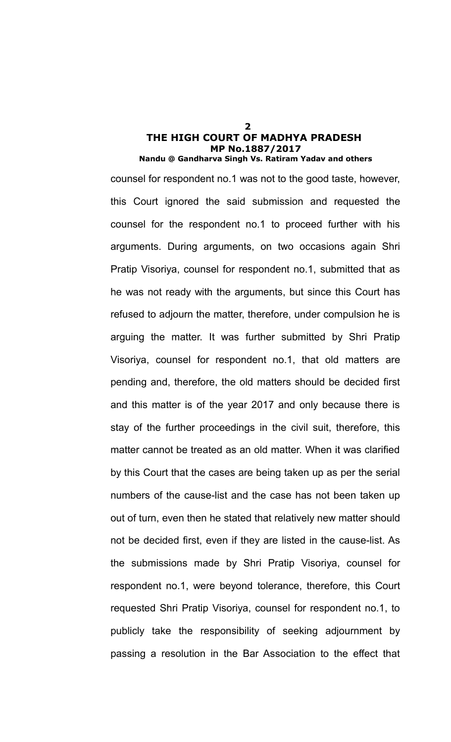counsel for respondent no.1 was not to the good taste, however, this Court ignored the said submission and requested the counsel for the respondent no.1 to proceed further with his arguments. During arguments, on two occasions again Shri Pratip Visoriya, counsel for respondent no.1, submitted that as he was not ready with the arguments, but since this Court has refused to adjourn the matter, therefore, under compulsion he is arguing the matter. It was further submitted by Shri Pratip Visoriya, counsel for respondent no.1, that old matters are pending and, therefore, the old matters should be decided first and this matter is of the year 2017 and only because there is stay of the further proceedings in the civil suit, therefore, this matter cannot be treated as an old matter. When it was clarified by this Court that the cases are being taken up as per the serial numbers of the cause-list and the case has not been taken up out of turn, even then he stated that relatively new matter should not be decided first, even if they are listed in the cause-list. As the submissions made by Shri Pratip Visoriya, counsel for respondent no.1, were beyond tolerance, therefore, this Court requested Shri Pratip Visoriya, counsel for respondent no.1, to publicly take the responsibility of seeking adjournment by passing a resolution in the Bar Association to the effect that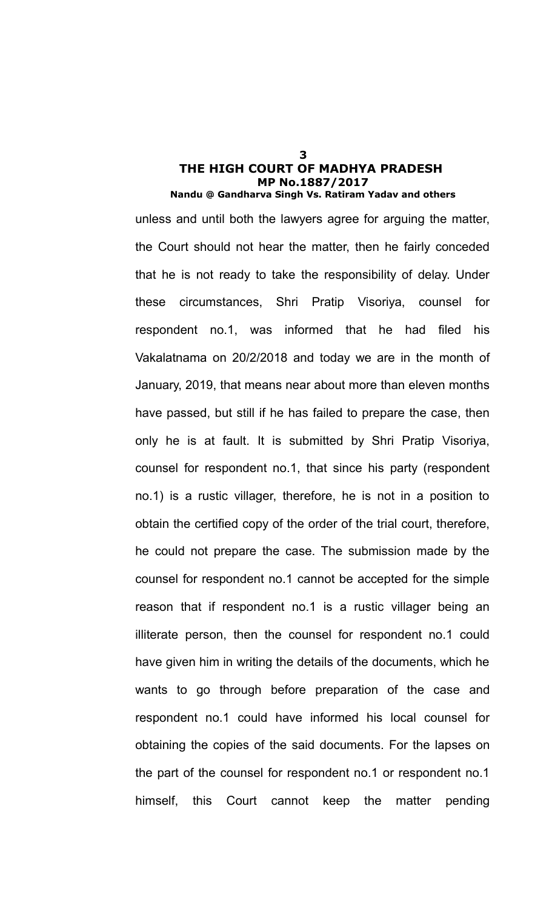unless and until both the lawyers agree for arguing the matter, the Court should not hear the matter, then he fairly conceded that he is not ready to take the responsibility of delay. Under these circumstances, Shri Pratip Visoriya, counsel for respondent no.1, was informed that he had filed his Vakalatnama on 20/2/2018 and today we are in the month of January, 2019, that means near about more than eleven months have passed, but still if he has failed to prepare the case, then only he is at fault. It is submitted by Shri Pratip Visoriya, counsel for respondent no.1, that since his party (respondent no.1) is a rustic villager, therefore, he is not in a position to obtain the certified copy of the order of the trial court, therefore, he could not prepare the case. The submission made by the counsel for respondent no.1 cannot be accepted for the simple reason that if respondent no.1 is a rustic villager being an illiterate person, then the counsel for respondent no.1 could have given him in writing the details of the documents, which he wants to go through before preparation of the case and respondent no.1 could have informed his local counsel for obtaining the copies of the said documents. For the lapses on the part of the counsel for respondent no.1 or respondent no.1 himself, this Court cannot keep the matter pending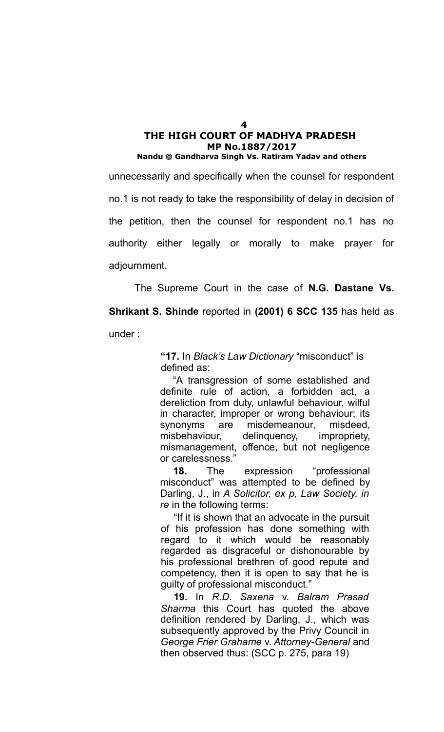unnecessarily and specifically when the counsel for respondent no.1 is not ready to take the responsibility of delay in decision of the petition, then the counsel for respondent no.1 has no authority either legally or morally to make prayer for adjournment.

The Supreme Court in the case of **N.G. Dastane Vs. Shrikant S. Shinde** reported in **(2001) 6 SCC 135** has held as under :

> **"17.** In *Black's Law Dictionary* "misconduct" is defined as:
>
> "A transgression of some established and definite rule of action, a forbidden act, a dereliction from duty, unlawful behaviour, wilful in character, improper or wrong behaviour; its synonyms are misdemeanour, misdeed, misbehaviour, delinquency, impropriety, mismanagement, offence, but not negligence or carelessness."
>
> **18.** The expression "professional misconduct" was attempted to be defined by Darling, J., in *A Solicitor, ex p, Law Society, in re* in the following terms:
>
> "If it is shown that an advocate in the pursuit of his profession has done something with regard to it which would be reasonably regarded as disgraceful or dishonourable by his professional brethren of good repute and competency, then it is open to say that he is guilty of professional misconduct."
>
> **19.** In *R.D. Saxena* v. *Balram Prasad Sharma* this Court has quoted the above definition rendered by Darling, J., which was subsequently approved by the Privy Council in *George Frier Grahame* v. *Attorney-General* and then observed thus: (SCC p. 275, para 19)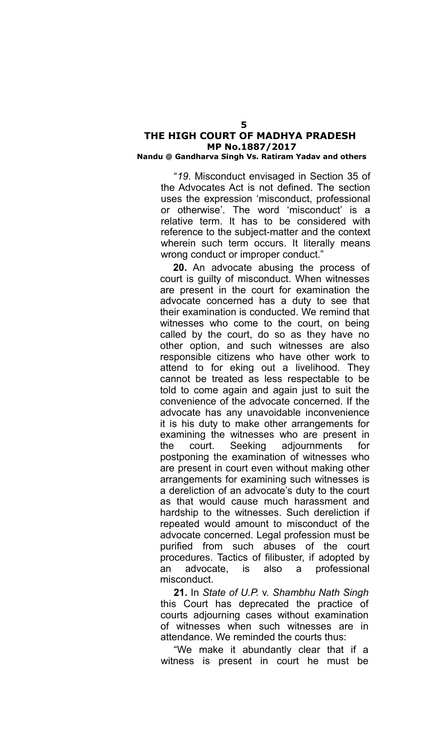"*19*. Misconduct envisaged in Section 35 of the Advocates Act is not defined. The section uses the expression 'misconduct, professional or otherwise'. The word 'misconduct' is a relative term. It has to be considered with reference to the subject-matter and the context wherein such term occurs. It literally means wrong conduct or improper conduct."

**20.** An advocate abusing the process of court is guilty of misconduct. When witnesses are present in the court for examination the advocate concerned has a duty to see that their examination is conducted. We remind that witnesses who come to the court, on being called by the court, do so as they have no other option, and such witnesses are also responsible citizens who have other work to attend to for eking out a livelihood. They cannot be treated as less respectable to be told to come again and again just to suit the convenience of the advocate concerned. If the advocate has any unavoidable inconvenience it is his duty to make other arrangements for examining the witnesses who are present in the court. Seeking adjournments for postponing the examination of witnesses who are present in court even without making other arrangements for examining such witnesses is a dereliction of an advocate's duty to the court as that would cause much harassment and hardship to the witnesses. Such dereliction if repeated would amount to misconduct of the advocate concerned. Legal profession must be purified from such abuses of the court procedures. Tactics of filibuster, if adopted by an advocate, is also a professional misconduct.

**21.** In *State of U.P.* v. *Shambhu Nath Singh* this Court has deprecated the practice of courts adjourning cases without examination of witnesses when such witnesses are in attendance. We reminded the courts thus:

"We make it abundantly clear that if a witness is present in court he must be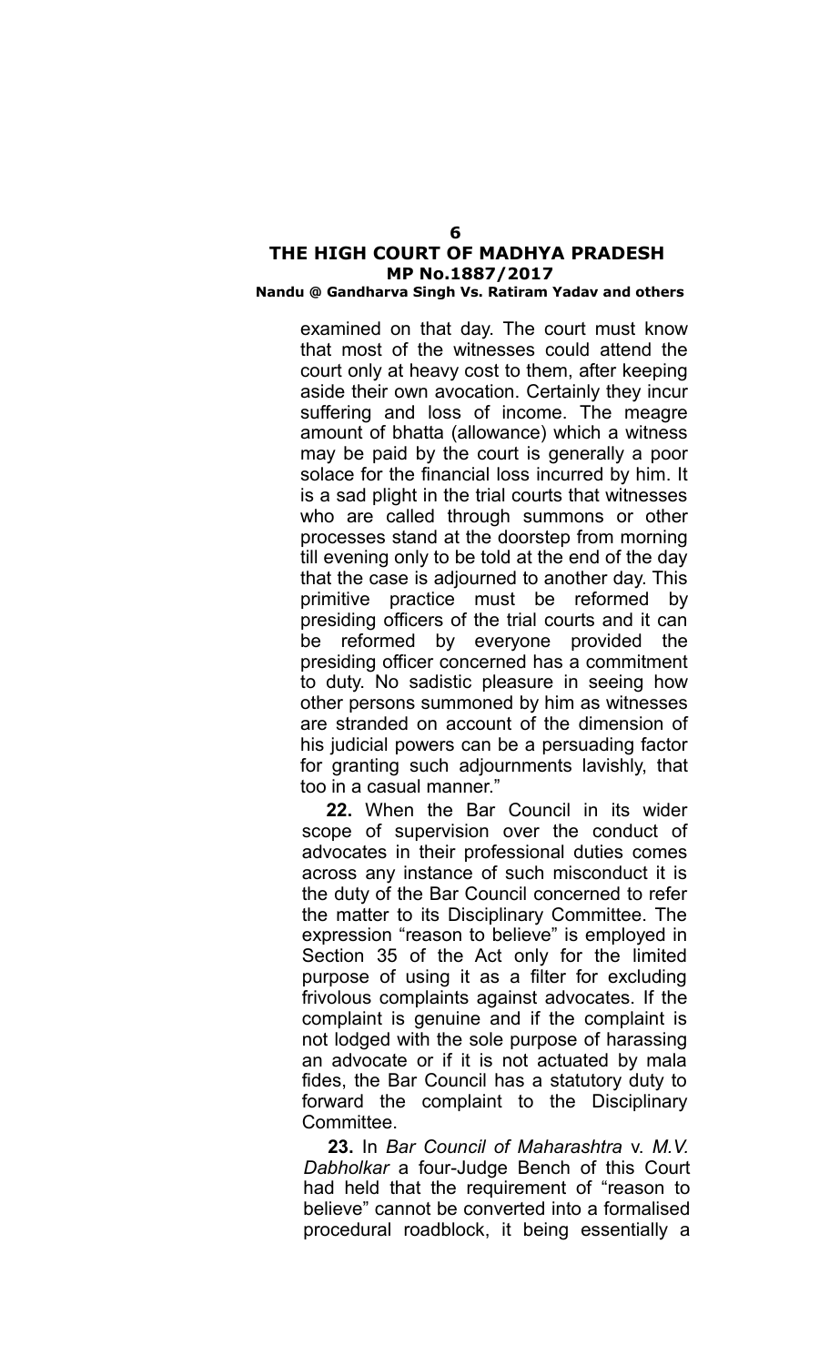examined on that day. The court must know that most of the witnesses could attend the court only at heavy cost to them, after keeping aside their own avocation. Certainly they incur suffering and loss of income. The meagre amount of bhatta (allowance) which a witness may be paid by the court is generally a poor solace for the financial loss incurred by him. It is a sad plight in the trial courts that witnesses who are called through summons or other processes stand at the doorstep from morning till evening only to be told at the end of the day that the case is adjourned to another day. This primitive practice must be reformed by presiding officers of the trial courts and it can be reformed by everyone provided the presiding officer concerned has a commitment to duty. No sadistic pleasure in seeing how other persons summoned by him as witnesses are stranded on account of the dimension of his judicial powers can be a persuading factor for granting such adjournments lavishly, that too in a casual manner."

**22.** When the Bar Council in its wider scope of supervision over the conduct of advocates in their professional duties comes across any instance of such misconduct it is the duty of the Bar Council concerned to refer the matter to its Disciplinary Committee. The expression "reason to believe" is employed in Section 35 of the Act only for the limited purpose of using it as a filter for excluding frivolous complaints against advocates. If the complaint is genuine and if the complaint is not lodged with the sole purpose of harassing an advocate or if it is not actuated by mala fides, the Bar Council has a statutory duty to forward the complaint to the Disciplinary Committee.

**23.** In *Bar Council of Maharashtra* v. *M.V. Dabholkar* a four-Judge Bench of this Court had held that the requirement of "reason to believe" cannot be converted into a formalised procedural roadblock, it being essentially a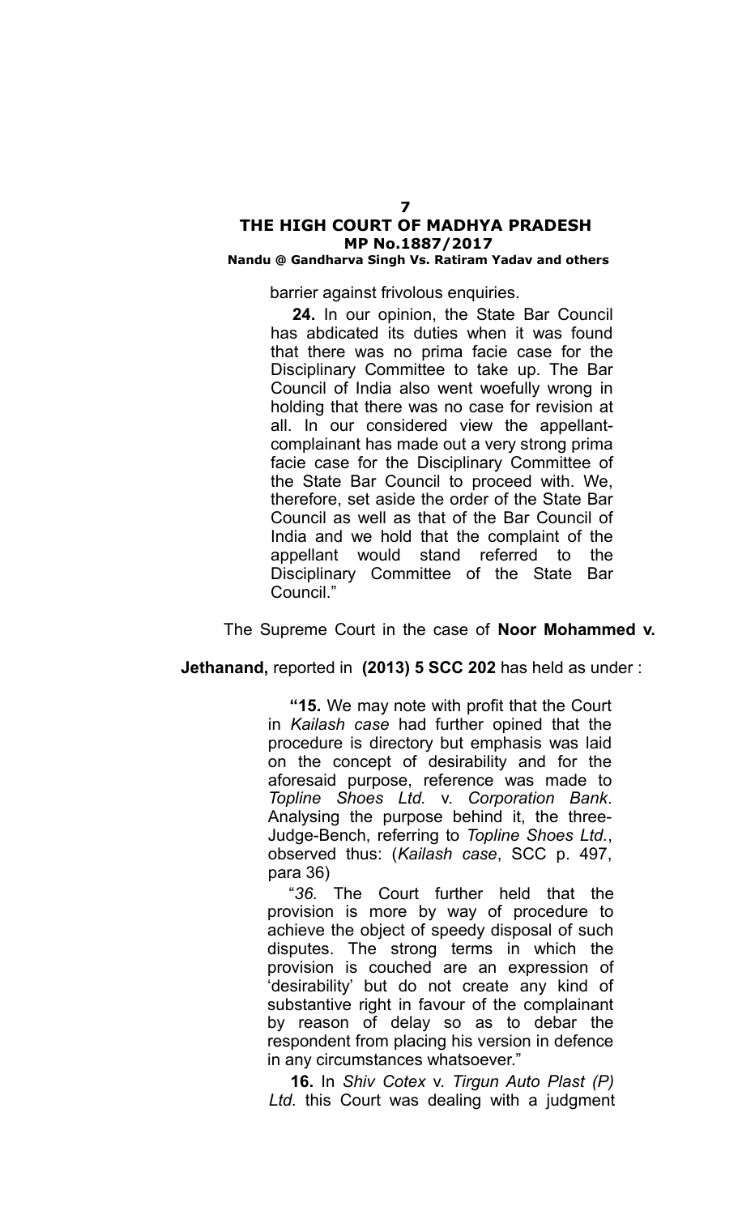barrier against frivolous enquiries.

> **24.** In our opinion, the State Bar Council has abdicated its duties when it was found that there was no prima facie case for the Disciplinary Committee to take up. The Bar Council of India also went woefully wrong in holding that there was no case for revision at all. In our considered view the appellant-complainant has made out a very strong prima facie case for the Disciplinary Committee of the State Bar Council to proceed with. We, therefore, set aside the order of the State Bar Council as well as that of the Bar Council of India and we hold that the complaint of the appellant would stand referred to the Disciplinary Committee of the State Bar Council."

The Supreme Court in the case of **Noor Mohammed v. Jethanand,** reported in **(2013) 5 SCC 202** has held as under :

> **"15.** We may note with profit that the Court in *Kailash case* had further opined that the procedure is directory but emphasis was laid on the concept of desirability and for the aforesaid purpose, reference was made to *Topline Shoes Ltd.* v. *Corporation Bank*. Analysing the purpose behind it, the three-Judge-Bench, referring to *Topline Shoes Ltd.*, observed thus: (*Kailash case*, SCC p. 497, para 36)
>
> "*36.* The Court further held that the provision is more by way of procedure to achieve the object of speedy disposal of such disputes. The strong terms in which the provision is couched are an expression of 'desirability' but do not create any kind of substantive right in favour of the complainant by reason of delay so as to debar the respondent from placing his version in defence in any circumstances whatsoever."
>
> **16.** In *Shiv Cotex* v. *Tirgun Auto Plast (P) Ltd.* this Court was dealing with a judgment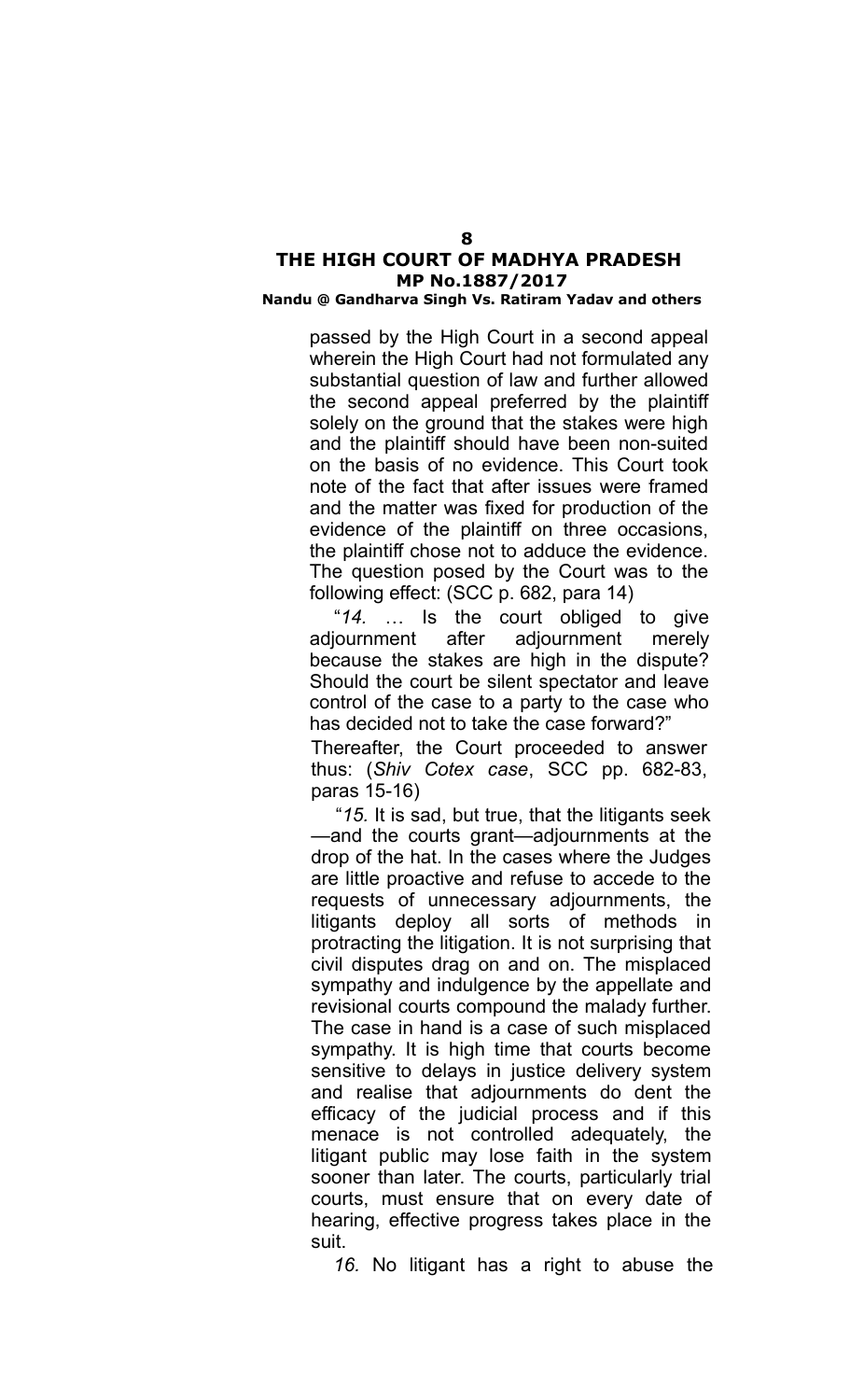passed by the High Court in a second appeal wherein the High Court had not formulated any substantial question of law and further allowed the second appeal preferred by the plaintiff solely on the ground that the stakes were high and the plaintiff should have been non-suited on the basis of no evidence. This Court took note of the fact that after issues were framed and the matter was fixed for production of the evidence of the plaintiff on three occasions, the plaintiff chose not to adduce the evidence. The question posed by the Court was to the following effect: (SCC p. 682, para 14)

"*14.* … Is the court obliged to give adjournment after adjournment merely because the stakes are high in the dispute? Should the court be silent spectator and leave control of the case to a party to the case who has decided not to take the case forward?"

Thereafter, the Court proceeded to answer thus: (*Shiv Cotex case*, SCC pp. 682-83, paras 15-16)

"*15.* It is sad, but true, that the litigants seek —and the courts grant—adjournments at the drop of the hat. In the cases where the Judges are little proactive and refuse to accede to the requests of unnecessary adjournments, the litigants deploy all sorts of methods in protracting the litigation. It is not surprising that civil disputes drag on and on. The misplaced sympathy and indulgence by the appellate and revisional courts compound the malady further. The case in hand is a case of such misplaced sympathy. It is high time that courts become sensitive to delays in justice delivery system and realise that adjournments do dent the efficacy of the judicial process and if this menace is not controlled adequately, the litigant public may lose faith in the system sooner than later. The courts, particularly trial courts, must ensure that on every date of hearing, effective progress takes place in the suit.

*16.* No litigant has a right to abuse the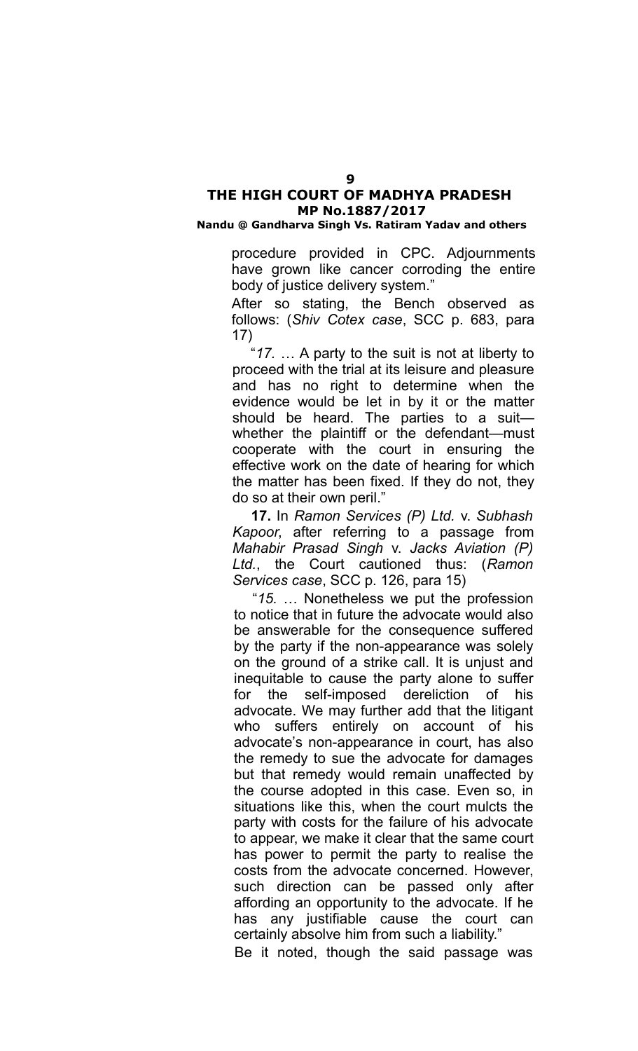procedure provided in CPC. Adjournments have grown like cancer corroding the entire body of justice delivery system."

After so stating, the Bench observed as follows: (*Shiv Cotex case*, SCC p. 683, para 17)

"*17.* … A party to the suit is not at liberty to proceed with the trial at its leisure and pleasure and has no right to determine when the evidence would be let in by it or the matter should be heard. The parties to a suit—whether the plaintiff or the defendant—must cooperate with the court in ensuring the effective work on the date of hearing for which the matter has been fixed. If they do not, they do so at their own peril."

**17.** In *Ramon Services (P) Ltd.* v. *Subhash Kapoor*, after referring to a passage from *Mahabir Prasad Singh* v. *Jacks Aviation (P) Ltd.*, the Court cautioned thus: (*Ramon Services case*, SCC p. 126, para 15)

"*15.* … Nonetheless we put the profession to notice that in future the advocate would also be answerable for the consequence suffered by the party if the non-appearance was solely on the ground of a strike call. It is unjust and inequitable to cause the party alone to suffer for the self-imposed dereliction of his advocate. We may further add that the litigant who suffers entirely on account of his advocate's non-appearance in court, has also the remedy to sue the advocate for damages but that remedy would remain unaffected by the course adopted in this case. Even so, in situations like this, when the court mulcts the party with costs for the failure of his advocate to appear, we make it clear that the same court has power to permit the party to realise the costs from the advocate concerned. However, such direction can be passed only after affording an opportunity to the advocate. If he has any justifiable cause the court can certainly absolve him from such a liability."

Be it noted, though the said passage was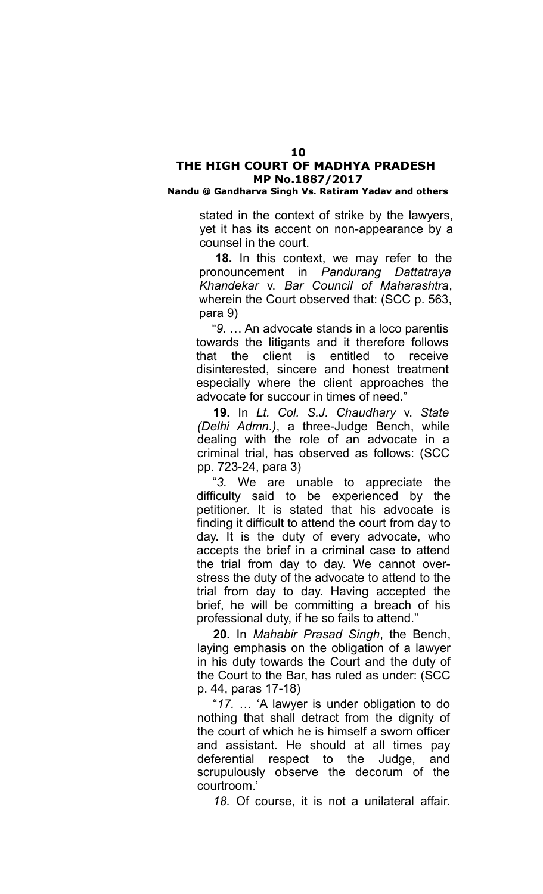stated in the context of strike by the lawyers, yet it has its accent on non-appearance by a counsel in the court.

**18.** In this context, we may refer to the pronouncement in *Pandurang Dattatraya Khandekar* v. *Bar Council of Maharashtra*, wherein the Court observed that: (SCC p. 563, para 9)

"*9.* … An advocate stands in a loco parentis towards the litigants and it therefore follows that the client is entitled to receive disinterested, sincere and honest treatment especially where the client approaches the advocate for succour in times of need."

**19.** In *Lt. Col. S.J. Chaudhary* v. *State (Delhi Admn.)*, a three-Judge Bench, while dealing with the role of an advocate in a criminal trial, has observed as follows: (SCC pp. 723-24, para 3)

"*3.* We are unable to appreciate the difficulty said to be experienced by the petitioner. It is stated that his advocate is finding it difficult to attend the court from day to day. It is the duty of every advocate, who accepts the brief in a criminal case to attend the trial from day to day. We cannot over-stress the duty of the advocate to attend to the trial from day to day. Having accepted the brief, he will be committing a breach of his professional duty, if he so fails to attend."

**20.** In *Mahabir Prasad Singh*, the Bench, laying emphasis on the obligation of a lawyer in his duty towards the Court and the duty of the Court to the Bar, has ruled as under: (SCC p. 44, paras 17-18)

"*17.* … 'A lawyer is under obligation to do nothing that shall detract from the dignity of the court of which he is himself a sworn officer and assistant. He should at all times pay deferential respect to the Judge, and scrupulously observe the decorum of the courtroom.'

*18.* Of course, it is not a unilateral affair.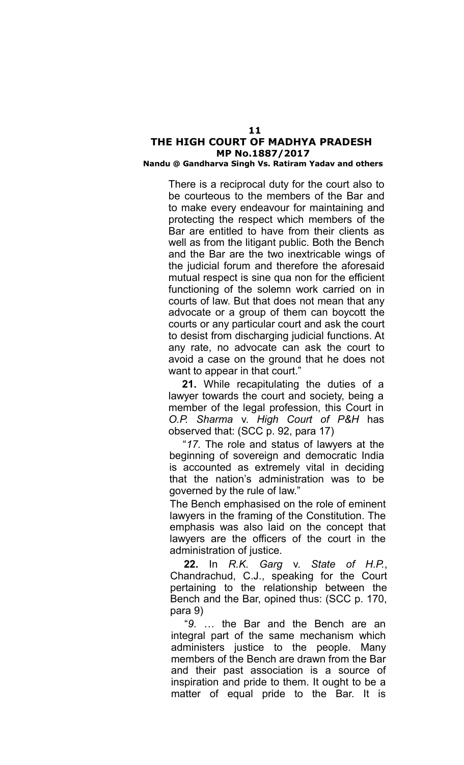There is a reciprocal duty for the court also to be courteous to the members of the Bar and to make every endeavour for maintaining and protecting the respect which members of the Bar are entitled to have from their clients as well as from the litigant public. Both the Bench and the Bar are the two inextricable wings of the judicial forum and therefore the aforesaid mutual respect is sine qua non for the efficient functioning of the solemn work carried on in courts of law. But that does not mean that any advocate or a group of them can boycott the courts or any particular court and ask the court to desist from discharging judicial functions. At any rate, no advocate can ask the court to avoid a case on the ground that he does not want to appear in that court."

**21.** While recapitulating the duties of a lawyer towards the court and society, being a member of the legal profession, this Court in *O.P. Sharma* v. *High Court of P&H* has observed that: (SCC p. 92, para 17)

"*17.* The role and status of lawyers at the beginning of sovereign and democratic India is accounted as extremely vital in deciding that the nation's administration was to be governed by the rule of law."

The Bench emphasised on the role of eminent lawyers in the framing of the Constitution. The emphasis was also laid on the concept that lawyers are the officers of the court in the administration of justice.

**22.** In *R.K. Garg* v. *State of H.P.*, Chandrachud, C.J., speaking for the Court pertaining to the relationship between the Bench and the Bar, opined thus: (SCC p. 170, para 9)

"*9.* … the Bar and the Bench are an integral part of the same mechanism which administers justice to the people. Many members of the Bench are drawn from the Bar and their past association is a source of inspiration and pride to them. It ought to be a matter of equal pride to the Bar. It is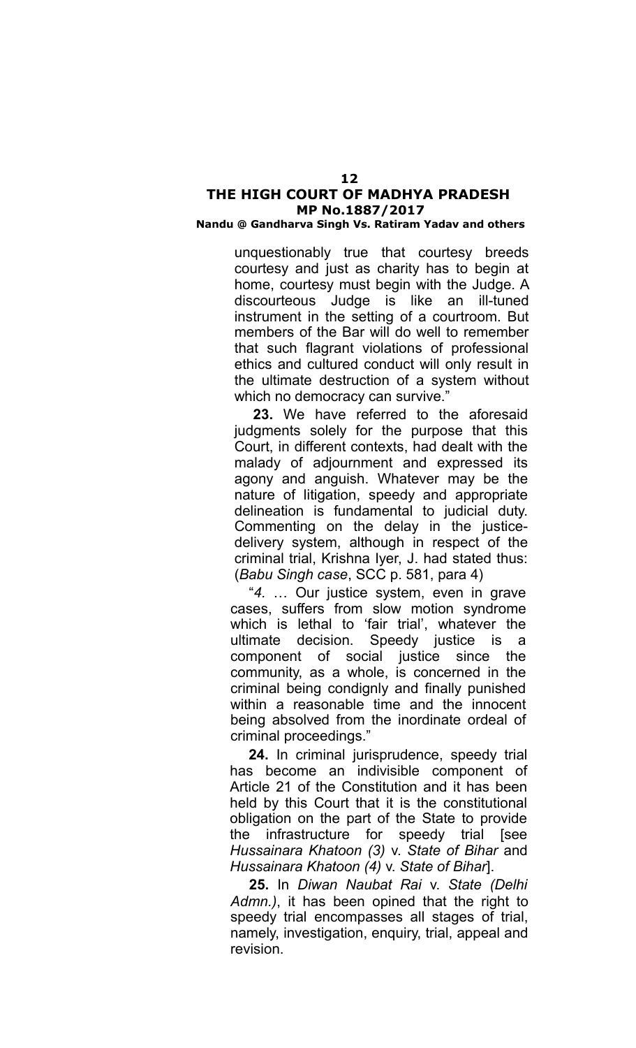unquestionably true that courtesy breeds courtesy and just as charity has to begin at home, courtesy must begin with the Judge. A discourteous Judge is like an ill-tuned instrument in the setting of a courtroom. But members of the Bar will do well to remember that such flagrant violations of professional ethics and cultured conduct will only result in the ultimate destruction of a system without which no democracy can survive."

**23.** We have referred to the aforesaid judgments solely for the purpose that this Court, in different contexts, had dealt with the malady of adjournment and expressed its agony and anguish. Whatever may be the nature of litigation, speedy and appropriate delineation is fundamental to judicial duty. Commenting on the delay in the justice-delivery system, although in respect of the criminal trial, Krishna Iyer, J. had stated thus: (*Babu Singh case*, SCC p. 581, para 4)

"*4.* … Our justice system, even in grave cases, suffers from slow motion syndrome which is lethal to 'fair trial', whatever the ultimate decision. Speedy justice is a component of social justice since the community, as a whole, is concerned in the criminal being condignly and finally punished within a reasonable time and the innocent being absolved from the inordinate ordeal of criminal proceedings."

**24.** In criminal jurisprudence, speedy trial has become an indivisible component of Article 21 of the Constitution and it has been held by this Court that it is the constitutional obligation on the part of the State to provide the infrastructure for speedy trial [see *Hussainara Khatoon (3)* v. *State of Bihar* and *Hussainara Khatoon (4)* v. *State of Bihar*].

**25.** In *Diwan Naubat Rai* v. *State (Delhi Admn.)*, it has been opined that the right to speedy trial encompasses all stages of trial, namely, investigation, enquiry, trial, appeal and revision.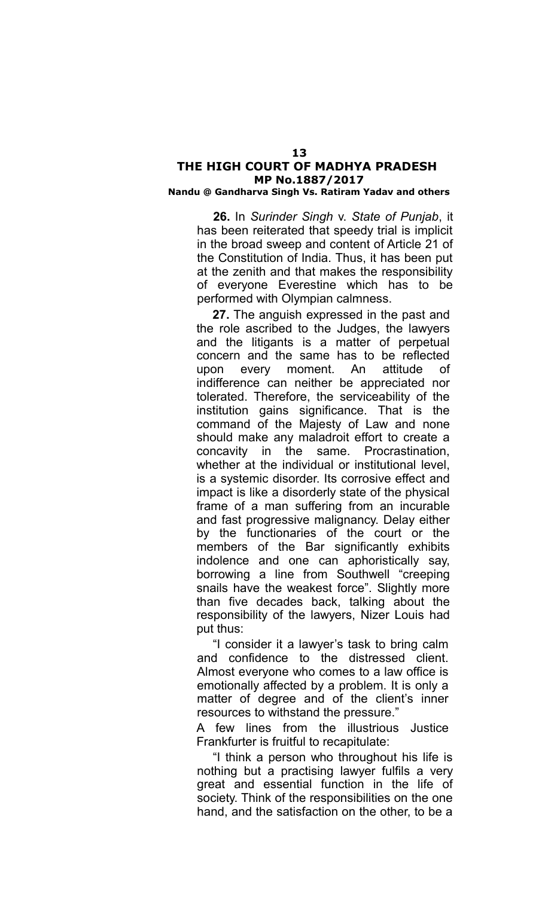**26.** In *Surinder Singh* v. *State of Punjab*, it has been reiterated that speedy trial is implicit in the broad sweep and content of Article 21 of the Constitution of India. Thus, it has been put at the zenith and that makes the responsibility of everyone Everestine which has to be performed with Olympian calmness.

**27.** The anguish expressed in the past and the role ascribed to the Judges, the lawyers and the litigants is a matter of perpetual concern and the same has to be reflected upon every moment. An attitude of indifference can neither be appreciated nor tolerated. Therefore, the serviceability of the institution gains significance. That is the command of the Majesty of Law and none should make any maladroit effort to create a concavity in the same. Procrastination, whether at the individual or institutional level, is a systemic disorder. Its corrosive effect and impact is like a disorderly state of the physical frame of a man suffering from an incurable and fast progressive malignancy. Delay either by the functionaries of the court or the members of the Bar significantly exhibits indolence and one can aphoristically say, borrowing a line from Southwell "creeping snails have the weakest force". Slightly more than five decades back, talking about the responsibility of the lawyers, Nizer Louis had put thus:

"I consider it a lawyer's task to bring calm and confidence to the distressed client. Almost everyone who comes to a law office is emotionally affected by a problem. It is only a matter of degree and of the client's inner resources to withstand the pressure."

A few lines from the illustrious Justice Frankfurter is fruitful to recapitulate:

"I think a person who throughout his life is nothing but a practising lawyer fulfils a very great and essential function in the life of society. Think of the responsibilities on the one hand, and the satisfaction on the other, to be a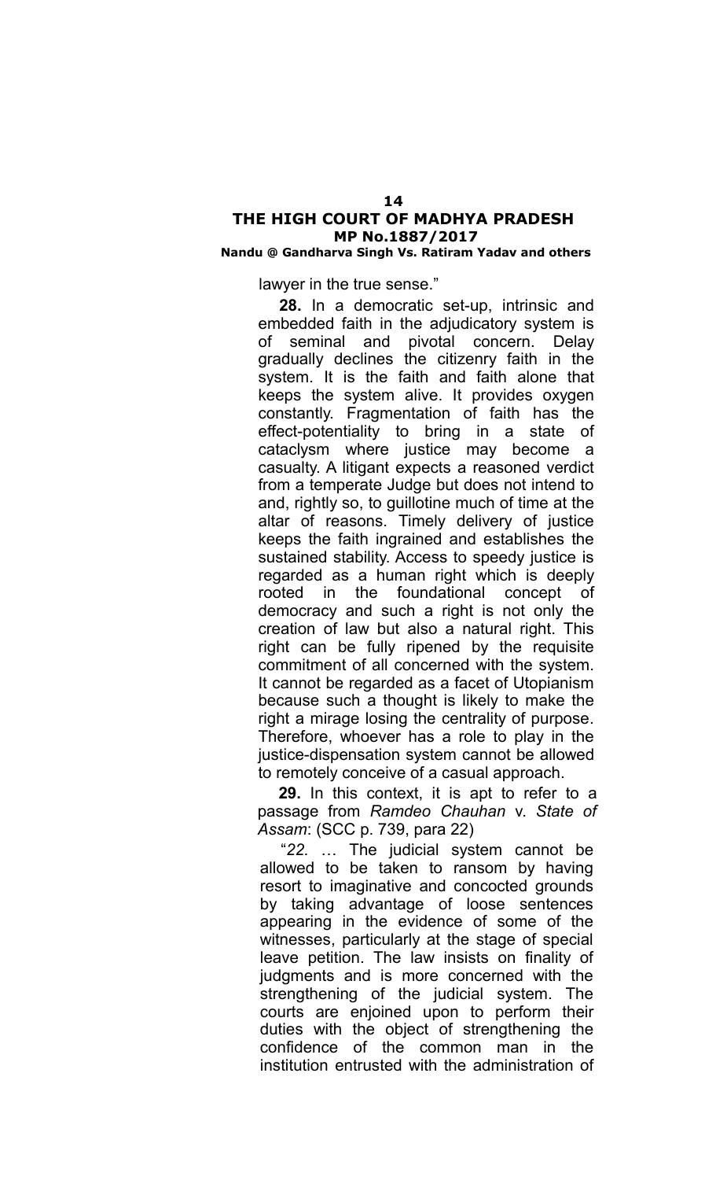lawyer in the true sense."

**28.** In a democratic set-up, intrinsic and embedded faith in the adjudicatory system is of seminal and pivotal concern. Delay gradually declines the citizenry faith in the system. It is the faith and faith alone that keeps the system alive. It provides oxygen constantly. Fragmentation of faith has the effect-potentiality to bring in a state of cataclysm where justice may become a casualty. A litigant expects a reasoned verdict from a temperate Judge but does not intend to and, rightly so, to guillotine much of time at the altar of reasons. Timely delivery of justice keeps the faith ingrained and establishes the sustained stability. Access to speedy justice is regarded as a human right which is deeply rooted in the foundational concept of democracy and such a right is not only the creation of law but also a natural right. This right can be fully ripened by the requisite commitment of all concerned with the system. It cannot be regarded as a facet of Utopianism because such a thought is likely to make the right a mirage losing the centrality of purpose. Therefore, whoever has a role to play in the justice-dispensation system cannot be allowed to remotely conceive of a casual approach.

**29.** In this context, it is apt to refer to a passage from *Ramdeo Chauhan* v. *State of Assam*: (SCC p. 739, para 22)

"*22.* … The judicial system cannot be allowed to be taken to ransom by having resort to imaginative and concocted grounds by taking advantage of loose sentences appearing in the evidence of some of the witnesses, particularly at the stage of special leave petition. The law insists on finality of judgments and is more concerned with the strengthening of the judicial system. The courts are enjoined upon to perform their duties with the object of strengthening the confidence of the common man in the institution entrusted with the administration of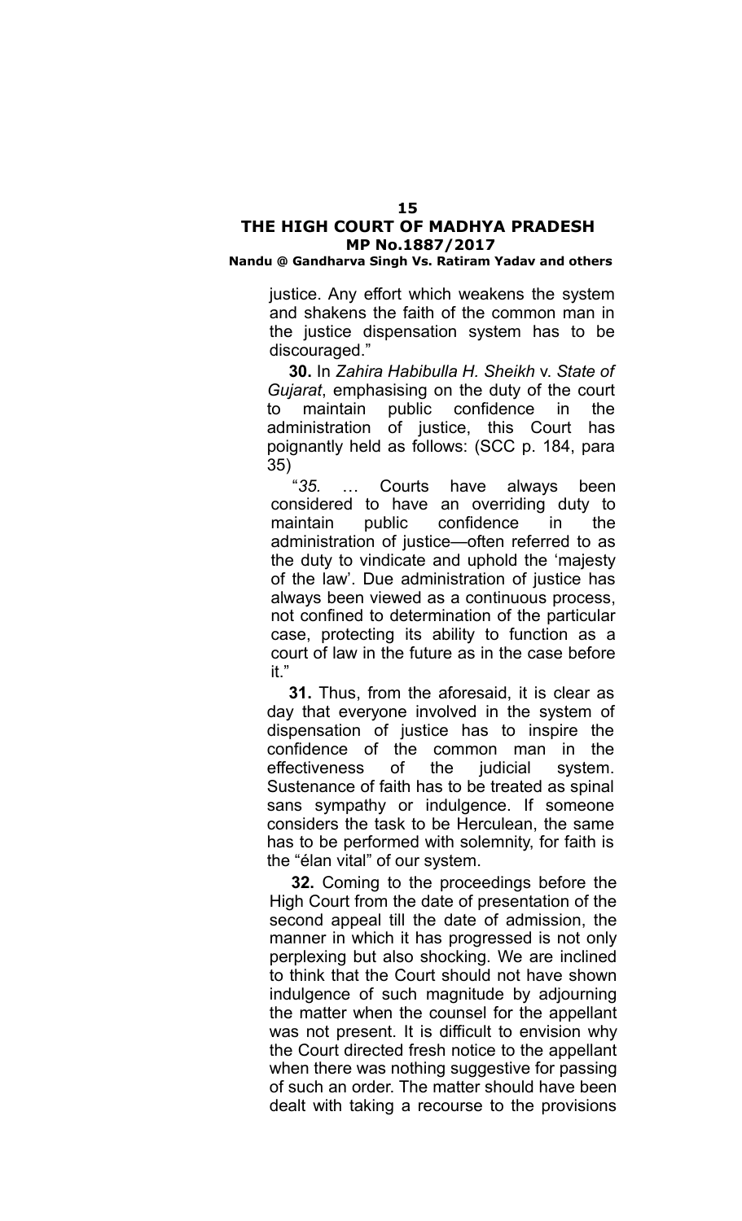justice. Any effort which weakens the system and shakens the faith of the common man in the justice dispensation system has to be discouraged."

**30.** In *Zahira Habibulla H. Sheikh* v. *State of Gujarat*, emphasising on the duty of the court to maintain public confidence in the administration of justice, this Court has poignantly held as follows: (SCC p. 184, para 35)

"*35.* … Courts have always been considered to have an overriding duty to maintain public confidence in the administration of justice—often referred to as the duty to vindicate and uphold the 'majesty of the law'. Due administration of justice has always been viewed as a continuous process, not confined to determination of the particular case, protecting its ability to function as a court of law in the future as in the case before it."

**31.** Thus, from the aforesaid, it is clear as day that everyone involved in the system of dispensation of justice has to inspire the confidence of the common man in the effectiveness of the judicial system. Sustenance of faith has to be treated as spinal sans sympathy or indulgence. If someone considers the task to be Herculean, the same has to be performed with solemnity, for faith is the "élan vital" of our system.

**32.** Coming to the proceedings before the High Court from the date of presentation of the second appeal till the date of admission, the manner in which it has progressed is not only perplexing but also shocking. We are inclined to think that the Court should not have shown indulgence of such magnitude by adjourning the matter when the counsel for the appellant was not present. It is difficult to envision why the Court directed fresh notice to the appellant when there was nothing suggestive for passing of such an order. The matter should have been dealt with taking a recourse to the provisions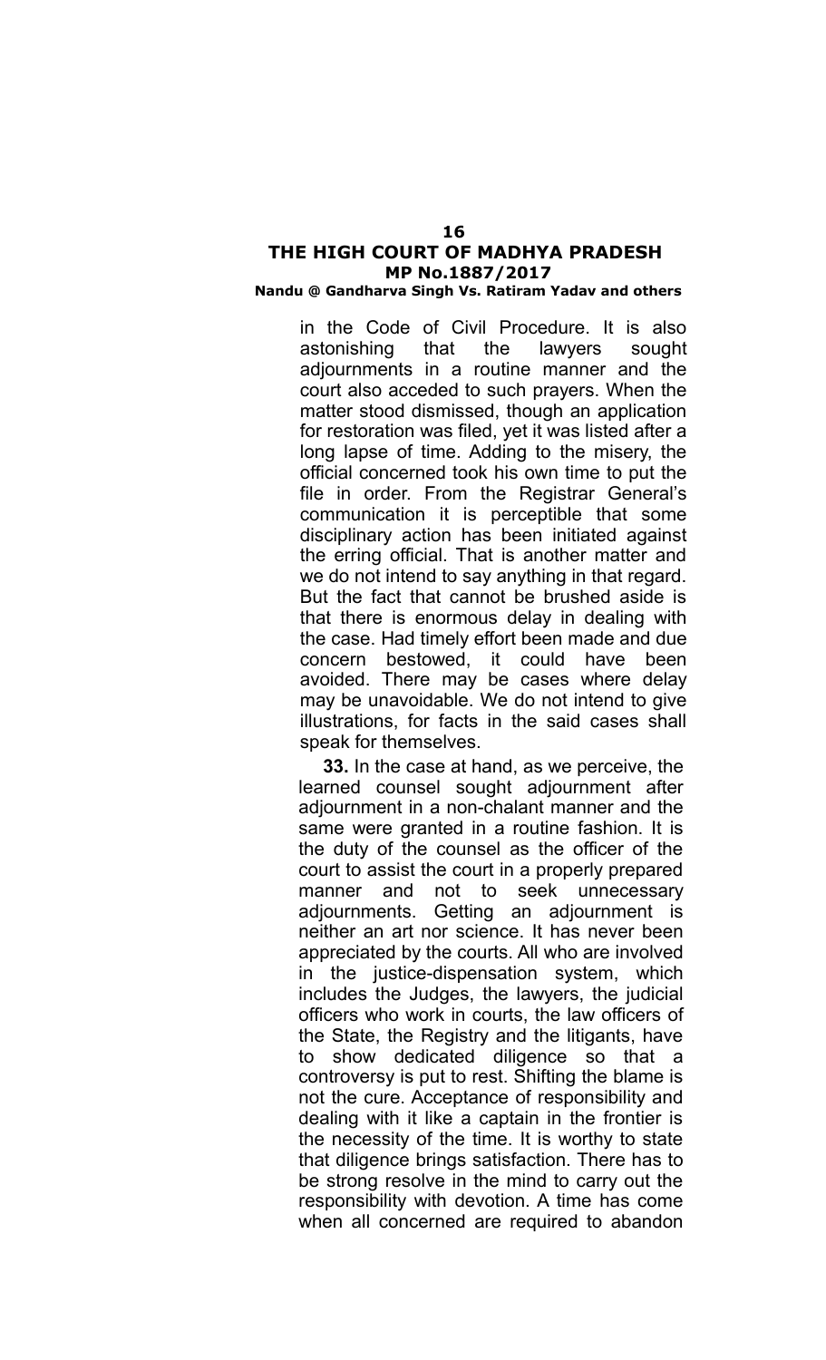in the Code of Civil Procedure. It is also astonishing that the lawyers sought adjournments in a routine manner and the court also acceded to such prayers. When the matter stood dismissed, though an application for restoration was filed, yet it was listed after a long lapse of time. Adding to the misery, the official concerned took his own time to put the file in order. From the Registrar General's communication it is perceptible that some disciplinary action has been initiated against the erring official. That is another matter and we do not intend to say anything in that regard. But the fact that cannot be brushed aside is that there is enormous delay in dealing with the case. Had timely effort been made and due concern bestowed, it could have been avoided. There may be cases where delay may be unavoidable. We do not intend to give illustrations, for facts in the said cases shall speak for themselves.

**33.** In the case at hand, as we perceive, the learned counsel sought adjournment after adjournment in a non-chalant manner and the same were granted in a routine fashion. It is the duty of the counsel as the officer of the court to assist the court in a properly prepared manner and not to seek unnecessary adjournments. Getting an adjournment is neither an art nor science. It has never been appreciated by the courts. All who are involved in the justice-dispensation system, which includes the Judges, the lawyers, the judicial officers who work in courts, the law officers of the State, the Registry and the litigants, have to show dedicated diligence so that a controversy is put to rest. Shifting the blame is not the cure. Acceptance of responsibility and dealing with it like a captain in the frontier is the necessity of the time. It is worthy to state that diligence brings satisfaction. There has to be strong resolve in the mind to carry out the responsibility with devotion. A time has come when all concerned are required to abandon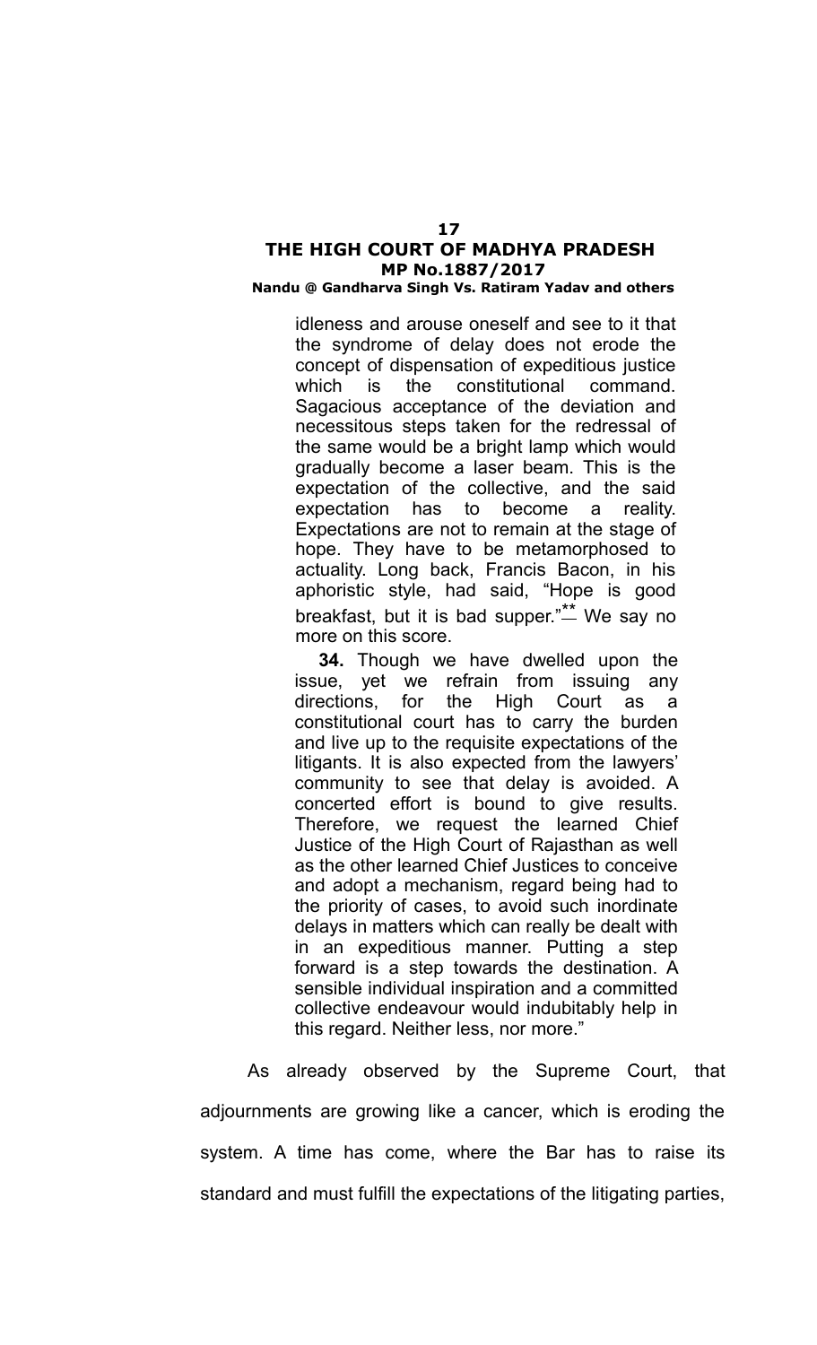idleness and arouse oneself and see to it that the syndrome of delay does not erode the concept of dispensation of expeditious justice which is the constitutional command. Sagacious acceptance of the deviation and necessitous steps taken for the redressal of the same would be a bright lamp which would gradually become a laser beam. This is the expectation of the collective, and the said expectation has to become a reality. Expectations are not to remain at the stage of hope. They have to be metamorphosed to actuality. Long back, Francis Bacon, in his aphoristic style, had said, "Hope is good breakfast, but it is bad supper."** We say no more on this score.

> **34.** Though we have dwelled upon the issue, yet we refrain from issuing any directions, for the High Court as a constitutional court has to carry the burden and live up to the requisite expectations of the litigants. It is also expected from the lawyers' community to see that delay is avoided. A concerted effort is bound to give results. Therefore, we request the learned Chief Justice of the High Court of Rajasthan as well as the other learned Chief Justices to conceive and adopt a mechanism, regard being had to the priority of cases, to avoid such inordinate delays in matters which can really be dealt with in an expeditious manner. Putting a step forward is a step towards the destination. A sensible individual inspiration and a committed collective endeavour would indubitably help in this regard. Neither less, nor more."

As already observed by the Supreme Court, that adjournments are growing like a cancer, which is eroding the system. A time has come, where the Bar has to raise its standard and must fulfill the expectations of the litigating parties,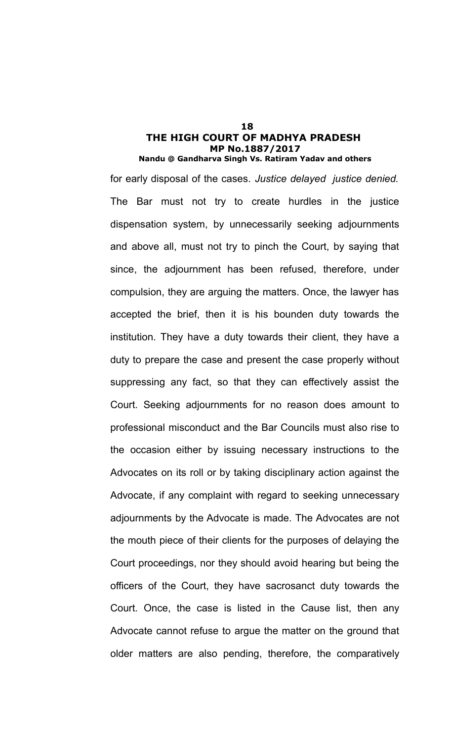for early disposal of the cases. *Justice delayed justice denied.* The Bar must not try to create hurdles in the justice dispensation system, by unnecessarily seeking adjournments and above all, must not try to pinch the Court, by saying that since, the adjournment has been refused, therefore, under compulsion, they are arguing the matters. Once, the lawyer has accepted the brief, then it is his bounden duty towards the institution. They have a duty towards their client, they have a duty to prepare the case and present the case properly without suppressing any fact, so that they can effectively assist the Court. Seeking adjournments for no reason does amount to professional misconduct and the Bar Councils must also rise to the occasion either by issuing necessary instructions to the Advocates on its roll or by taking disciplinary action against the Advocate, if any complaint with regard to seeking unnecessary adjournments by the Advocate is made. The Advocates are not the mouth piece of their clients for the purposes of delaying the Court proceedings, nor they should avoid hearing but being the officers of the Court, they have sacrosanct duty towards the Court. Once, the case is listed in the Cause list, then any Advocate cannot refuse to argue the matter on the ground that older matters are also pending, therefore, the comparatively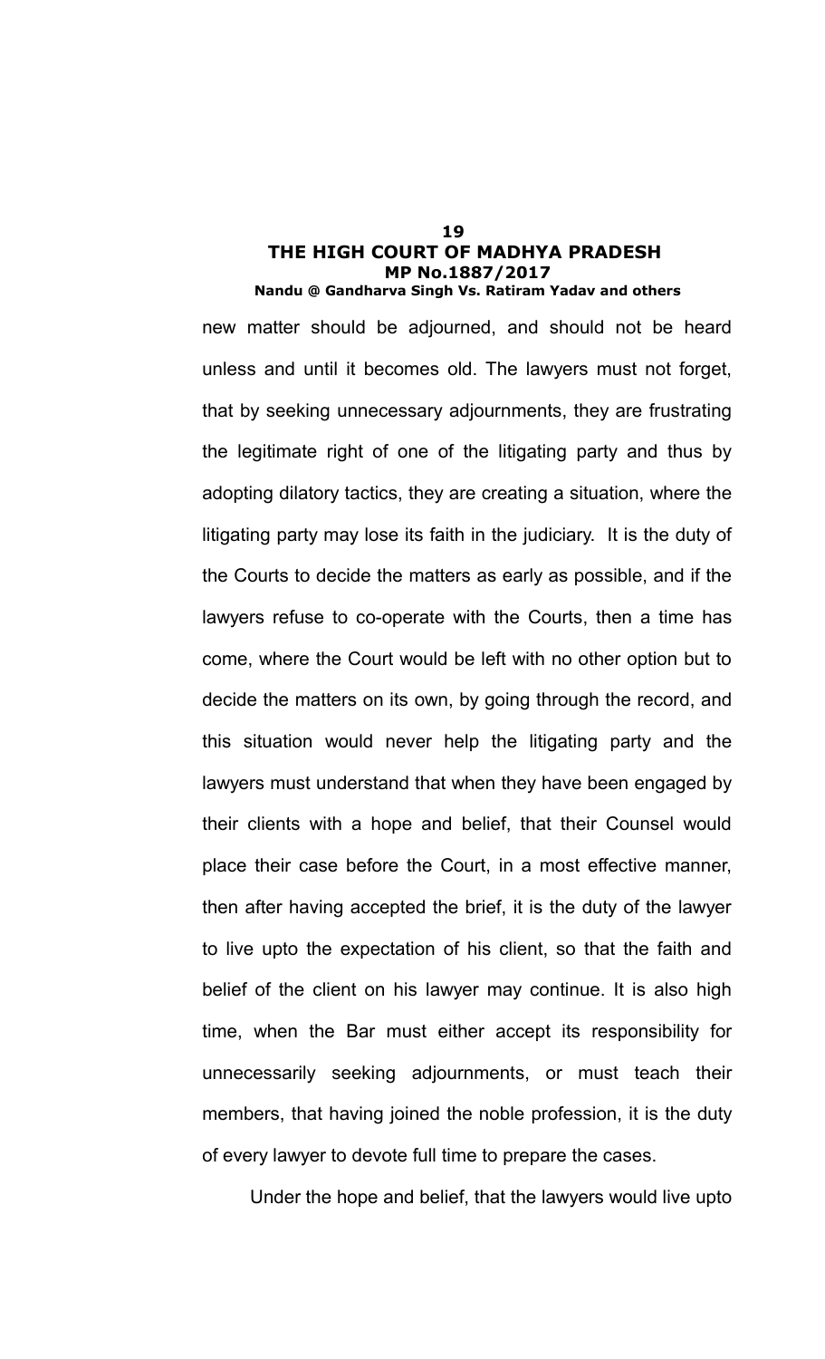new matter should be adjourned, and should not be heard unless and until it becomes old. The lawyers must not forget, that by seeking unnecessary adjournments, they are frustrating the legitimate right of one of the litigating party and thus by adopting dilatory tactics, they are creating a situation, where the litigating party may lose its faith in the judiciary. It is the duty of the Courts to decide the matters as early as possible, and if the lawyers refuse to co-operate with the Courts, then a time has come, where the Court would be left with no other option but to decide the matters on its own, by going through the record, and this situation would never help the litigating party and the lawyers must understand that when they have been engaged by their clients with a hope and belief, that their Counsel would place their case before the Court, in a most effective manner, then after having accepted the brief, it is the duty of the lawyer to live upto the expectation of his client, so that the faith and belief of the client on his lawyer may continue. It is also high time, when the Bar must either accept its responsibility for unnecessarily seeking adjournments, or must teach their members, that having joined the noble profession, it is the duty of every lawyer to devote full time to prepare the cases.

Under the hope and belief, that the lawyers would live upto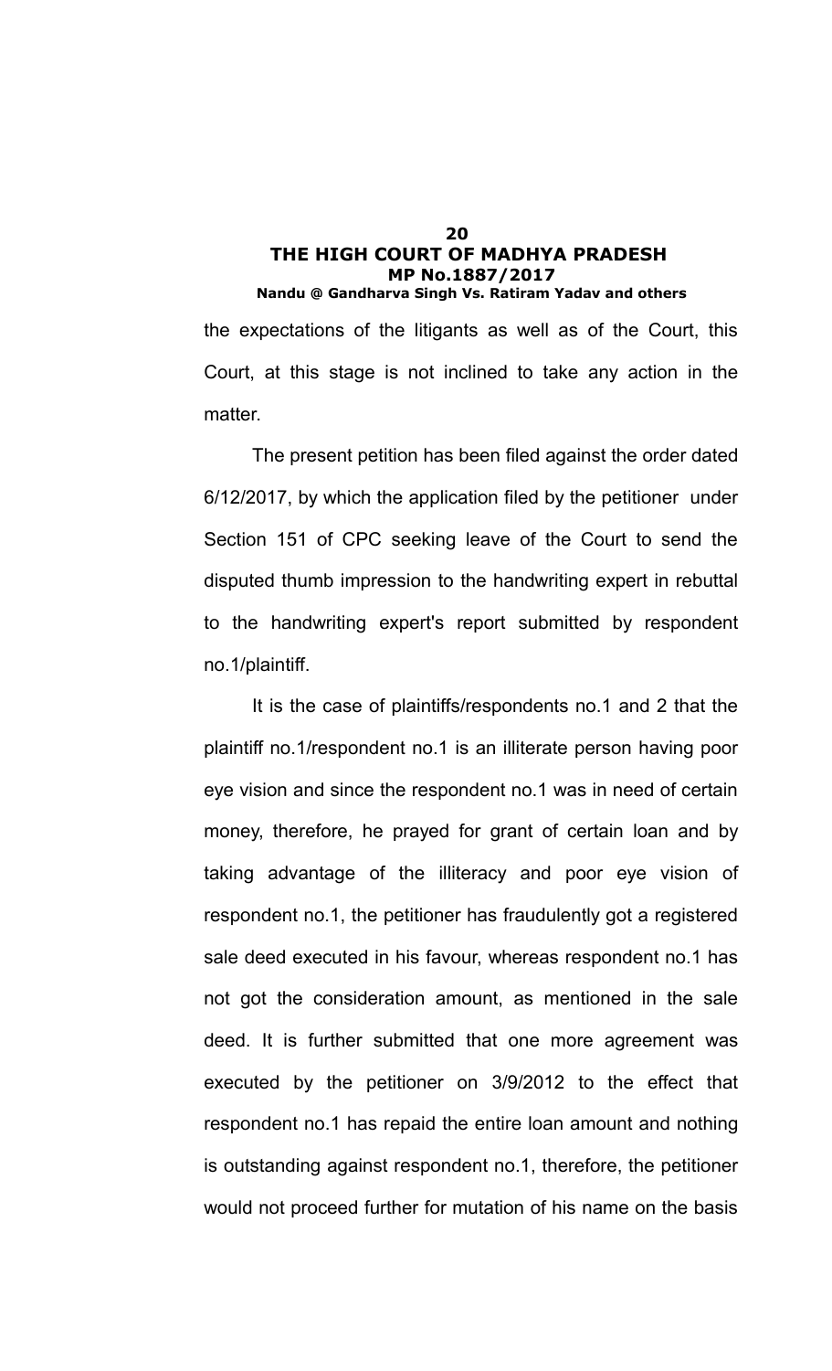the expectations of the litigants as well as of the Court, this Court, at this stage is not inclined to take any action in the matter.

The present petition has been filed against the order dated 6/12/2017, by which the application filed by the petitioner under Section 151 of CPC seeking leave of the Court to send the disputed thumb impression to the handwriting expert in rebuttal to the handwriting expert's report submitted by respondent no.1/plaintiff.

It is the case of plaintiffs/respondents no.1 and 2 that the plaintiff no.1/respondent no.1 is an illiterate person having poor eye vision and since the respondent no.1 was in need of certain money, therefore, he prayed for grant of certain loan and by taking advantage of the illiteracy and poor eye vision of respondent no.1, the petitioner has fraudulently got a registered sale deed executed in his favour, whereas respondent no.1 has not got the consideration amount, as mentioned in the sale deed. It is further submitted that one more agreement was executed by the petitioner on 3/9/2012 to the effect that respondent no.1 has repaid the entire loan amount and nothing is outstanding against respondent no.1, therefore, the petitioner would not proceed further for mutation of his name on the basis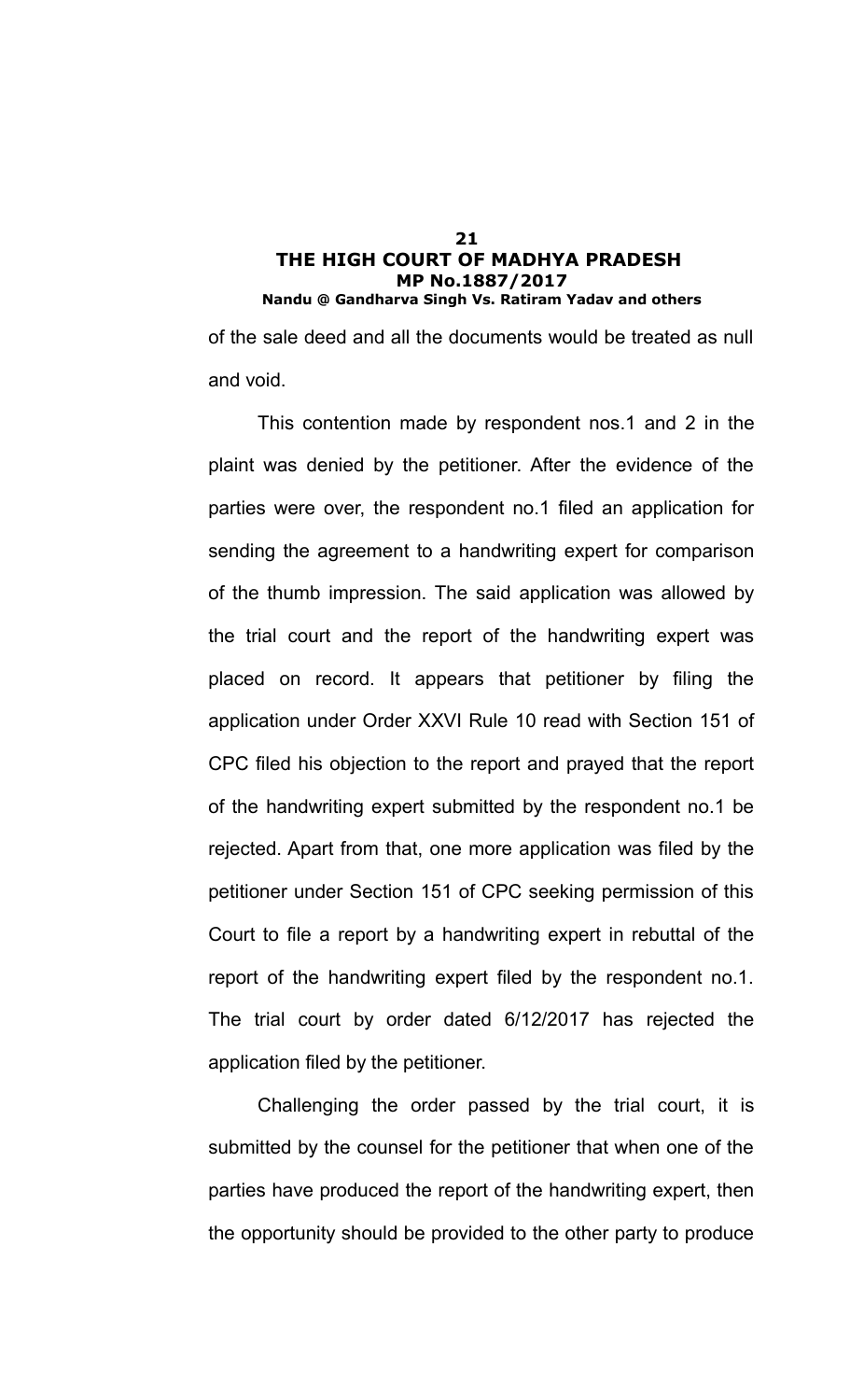of the sale deed and all the documents would be treated as null and void.

This contention made by respondent nos.1 and 2 in the plaint was denied by the petitioner. After the evidence of the parties were over, the respondent no.1 filed an application for sending the agreement to a handwriting expert for comparison of the thumb impression. The said application was allowed by the trial court and the report of the handwriting expert was placed on record. It appears that petitioner by filing the application under Order XXVI Rule 10 read with Section 151 of CPC filed his objection to the report and prayed that the report of the handwriting expert submitted by the respondent no.1 be rejected. Apart from that, one more application was filed by the petitioner under Section 151 of CPC seeking permission of this Court to file a report by a handwriting expert in rebuttal of the report of the handwriting expert filed by the respondent no.1. The trial court by order dated 6/12/2017 has rejected the application filed by the petitioner.

Challenging the order passed by the trial court, it is submitted by the counsel for the petitioner that when one of the parties have produced the report of the handwriting expert, then the opportunity should be provided to the other party to produce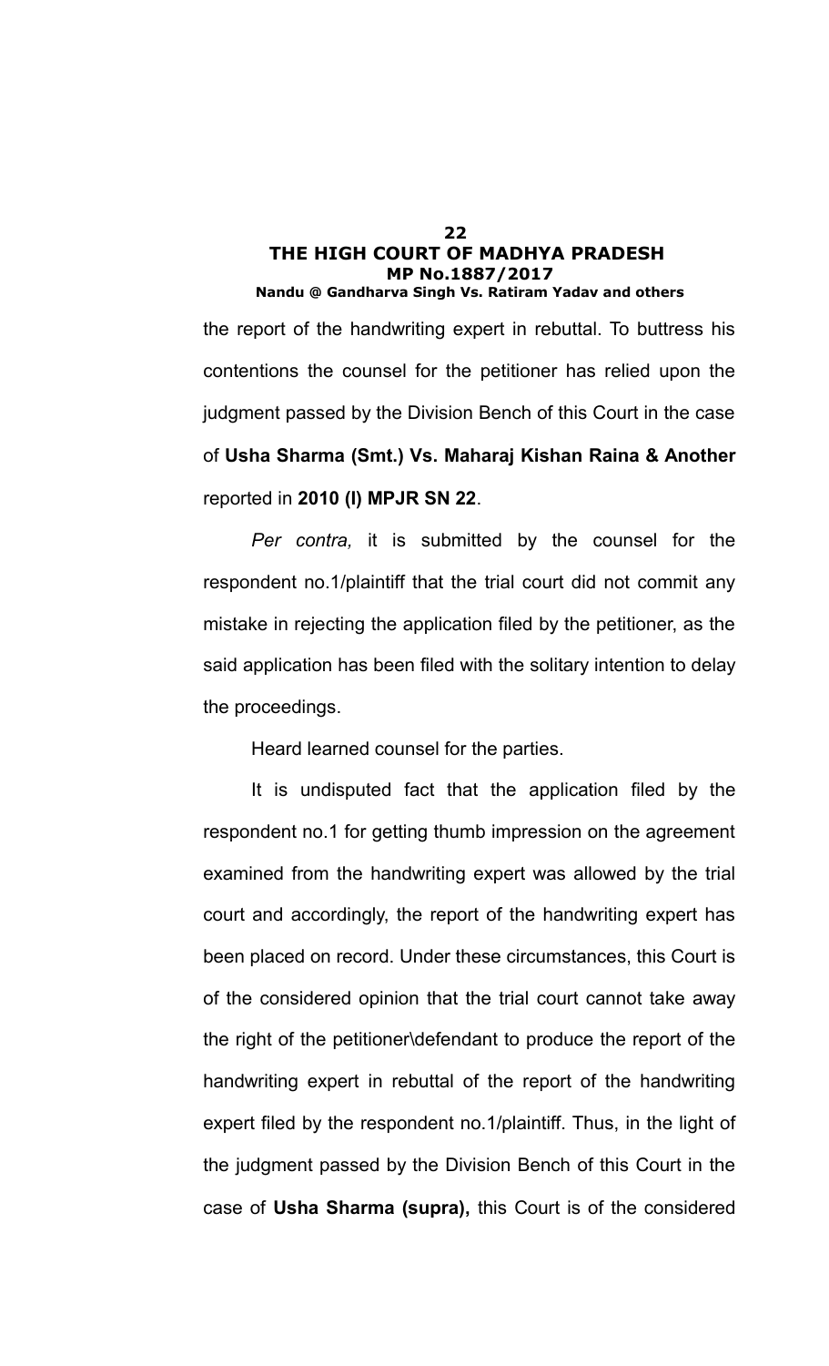the report of the handwriting expert in rebuttal. To buttress his contentions the counsel for the petitioner has relied upon the judgment passed by the Division Bench of this Court in the case of **Usha Sharma (Smt.) Vs. Maharaj Kishan Raina & Another** reported in **2010 (I) MPJR SN 22**.

*Per contra,* it is submitted by the counsel for the respondent no.1/plaintiff that the trial court did not commit any mistake in rejecting the application filed by the petitioner, as the said application has been filed with the solitary intention to delay the proceedings.

Heard learned counsel for the parties.

It is undisputed fact that the application filed by the respondent no.1 for getting thumb impression on the agreement examined from the handwriting expert was allowed by the trial court and accordingly, the report of the handwriting expert has been placed on record. Under these circumstances, this Court is of the considered opinion that the trial court cannot take away the right of the petitioner\defendant to produce the report of the handwriting expert in rebuttal of the report of the handwriting expert filed by the respondent no.1/plaintiff. Thus, in the light of the judgment passed by the Division Bench of this Court in the case of **Usha Sharma (supra),** this Court is of the considered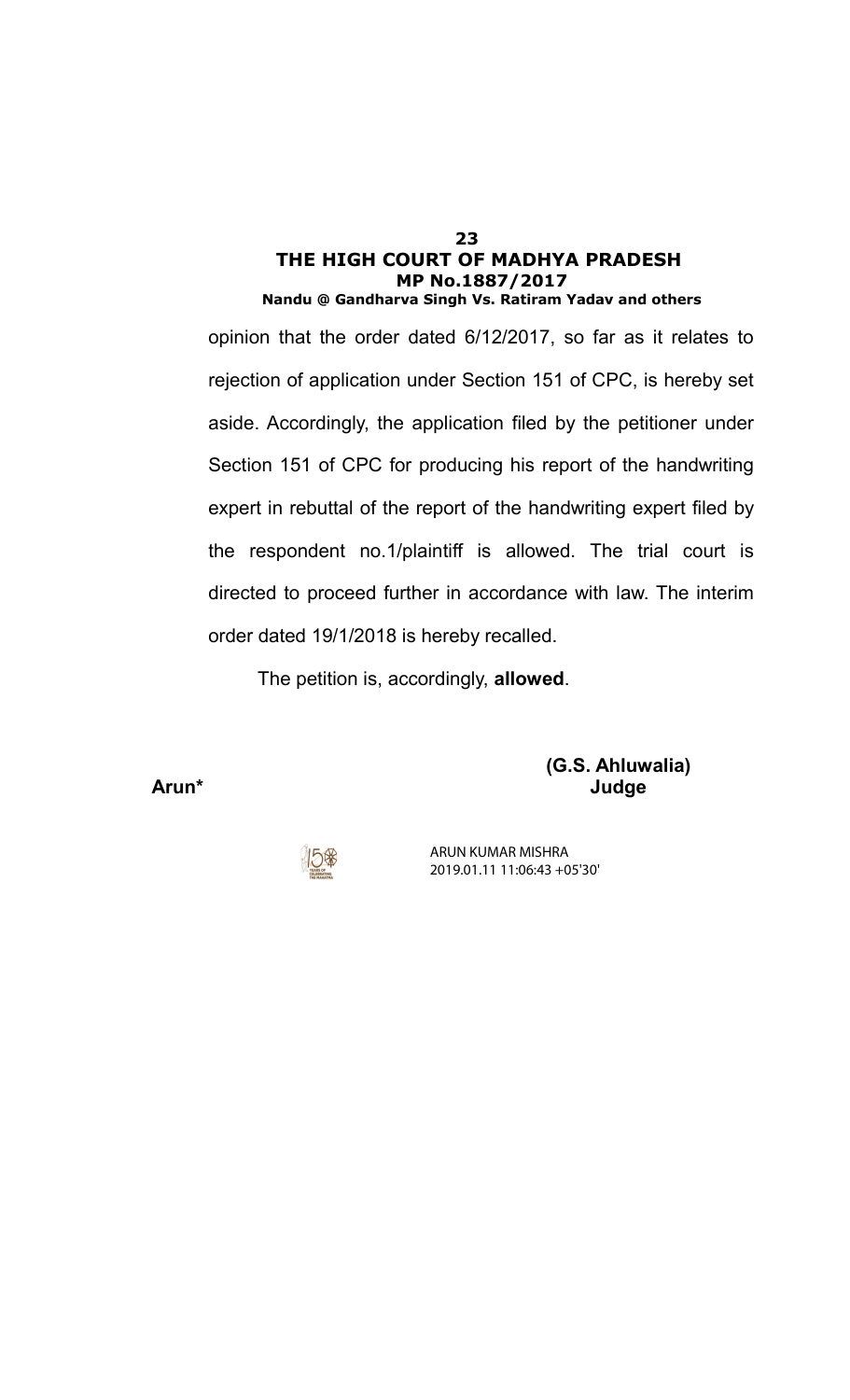opinion that the order dated 6/12/2017, so far as it relates to rejection of application under Section 151 of CPC, is hereby set aside. Accordingly, the application filed by the petitioner under Section 151 of CPC for producing his report of the handwriting expert in rebuttal of the report of the handwriting expert filed by the respondent no.1/plaintiff is allowed. The trial court is directed to proceed further in accordance with law. The interim order dated 19/1/2018 is hereby recalled.

The petition is, accordingly, **allowed**.

**(G.S. Ahluwalia)**
**Judge**

**Arun***

ARUN KUMAR MISHRA
2019.01.11 11:06:43 +05'30'